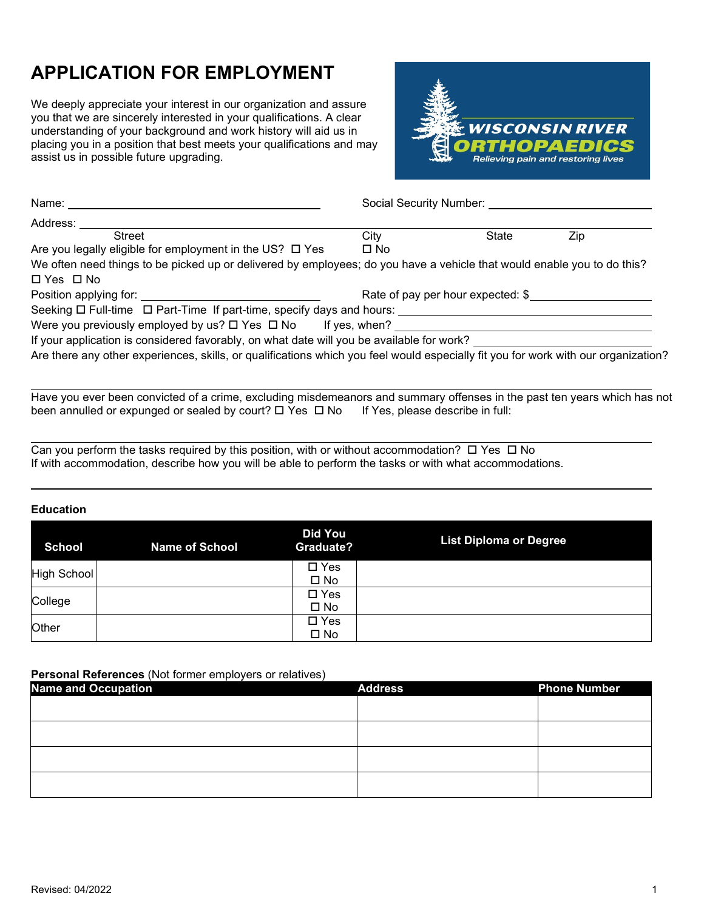# APPLICATION FOR EMPLOYMENT

We deeply appreciate your interest in our organization and assure you that we are sincerely interested in your qualifications. A clear understanding of your background and work history will aid us in placing you in a position that best meets your qualifications and may assist us in possible future upgrading.

WISCONSIN RIVER ORTHOPAEDICS
*Relieving pain and restoring lives*

Name: ______________________________ Social Security Number: ______________________

Address: ____________________________________________________________________
Street City State Zip

Are you legally eligible for employment in the US? ☐ Yes ☐ No

We often need things to be picked up or delivered by employees; do you have a vehicle that would enable you to do this? ☐ Yes ☐ No

Position applying for: ______________________ Rate of pay per hour expected: $____________

Seeking ☐ Full-time ☐ Part-Time If part-time, specify days and hours: ______________________

Were you previously employed by us? ☐ Yes ☐ No If yes, when? ______________________

If your application is considered favorably, on what date will you be available for work? ______________

Are there any other experiences, skills, or qualifications which you feel would especially fit you for work with our organization?

______________________________________________________________________________

Have you ever been convicted of a crime, excluding misdemeanors and summary offenses in the past ten years which has not been annulled or expunged or sealed by court? ☐ Yes ☐ No If Yes, please describe in full:

______________________________________________________________________________

Can you perform the tasks required by this position, with or without accommodation? ☐ Yes ☐ No
If with accommodation, describe how you will be able to perform the tasks or with what accommodations.

______________________________________________________________________________

**Education**

| School | Name of School | Did You Graduate? | List Diploma or Degree |
|---|---|---|---|
| High School | | ☐ Yes ☐ No | |
| College | | ☐ Yes ☐ No | |
| Other | | ☐ Yes ☐ No | |

**Personal References** (Not former employers or relatives)

| Name and Occupation | Address | Phone Number |
|---|---|---|
| | | |
| | | |
| | | |
| | | |

Revised: 04/2022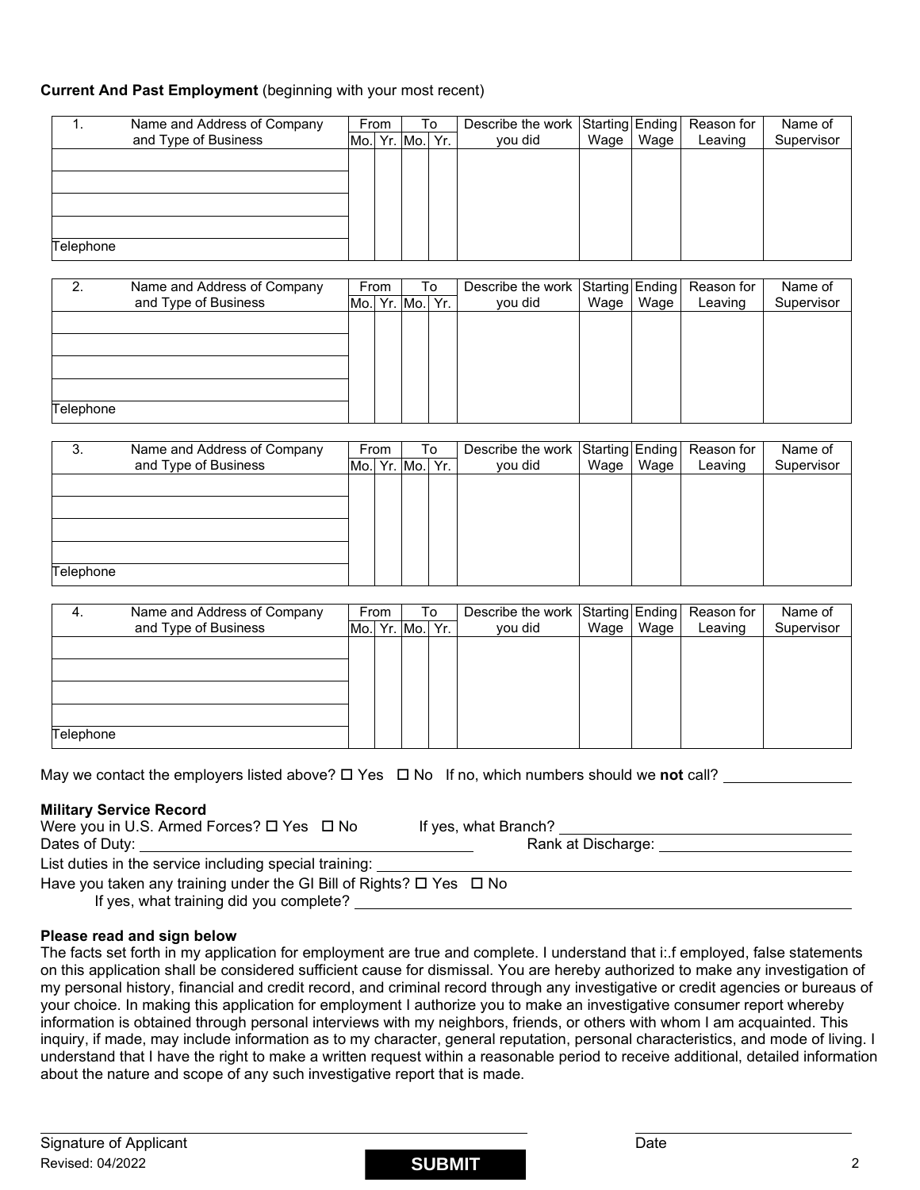**Current And Past Employment** (beginning with your most recent)

| 1. Name and Address of Company and Type of Business | From Mo. | From Yr. | To Mo. | To Yr. | Describe the work you did | Starting Wage | Ending Wage | Reason for Leaving | Name of Supervisor |
|---|---|---|---|---|---|---|---|---|---|
| | | | | | | | | | |
| | | | | | | | | | |
| | | | | | | | | | |
| | | | | | | | | | |
| Telephone | | | | | | | | | |

| 2. Name and Address of Company and Type of Business | From Mo. | From Yr. | To Mo. | To Yr. | Describe the work you did | Starting Wage | Ending Wage | Reason for Leaving | Name of Supervisor |
|---|---|---|---|---|---|---|---|---|---|
| | | | | | | | | | |
| | | | | | | | | | |
| | | | | | | | | | |
| | | | | | | | | | |
| Telephone | | | | | | | | | |

| 3. Name and Address of Company and Type of Business | From Mo. | From Yr. | To Mo. | To Yr. | Describe the work you did | Starting Wage | Ending Wage | Reason for Leaving | Name of Supervisor |
|---|---|---|---|---|---|---|---|---|---|
| | | | | | | | | | |
| | | | | | | | | | |
| | | | | | | | | | |
| | | | | | | | | | |
| Telephone | | | | | | | | | |

| 4. Name and Address of Company and Type of Business | From Mo. | From Yr. | To Mo. | To Yr. | Describe the work you did | Starting Wage | Ending Wage | Reason for Leaving | Name of Supervisor |
|---|---|---|---|---|---|---|---|---|---|
| | | | | | | | | | |
| | | | | | | | | | |
| | | | | | | | | | |
| | | | | | | | | | |
| Telephone | | | | | | | | | |

May we contact the employers listed above? ☐ Yes ☐ No If no, which numbers should we **not** call? ______________

**Military Service Record**

Were you in U.S. Armed Forces? ☐ Yes ☐ No If yes, what Branch? ______________

Dates of Duty: ______________ Rank at Discharge: ______________

List duties in the service including special training: ______________

Have you taken any training under the GI Bill of Rights? ☐ Yes ☐ No

If yes, what training did you complete? ______________

**Please read and sign below**

The facts set forth in my application for employment are true and complete. I understand that i:.f employed, false statements on this application shall be considered sufficient cause for dismissal. You are hereby authorized to make any investigation of my personal history, financial and credit record, and criminal record through any investigative or credit agencies or bureaus of your choice. In making this application for employment I authorize you to make an investigative consumer report whereby information is obtained through personal interviews with my neighbors, friends, or others with whom I am acquainted. This inquiry, if made, may include information as to my character, general reputation, personal characteristics, and mode of living. I understand that I have the right to make a written request within a reasonable period to receive additional, detailed information about the nature and scope of any such investigative report that is made.

______________________________ ______________

Signature of Applicant Date

Revised: 04/2022

**SUBMIT**